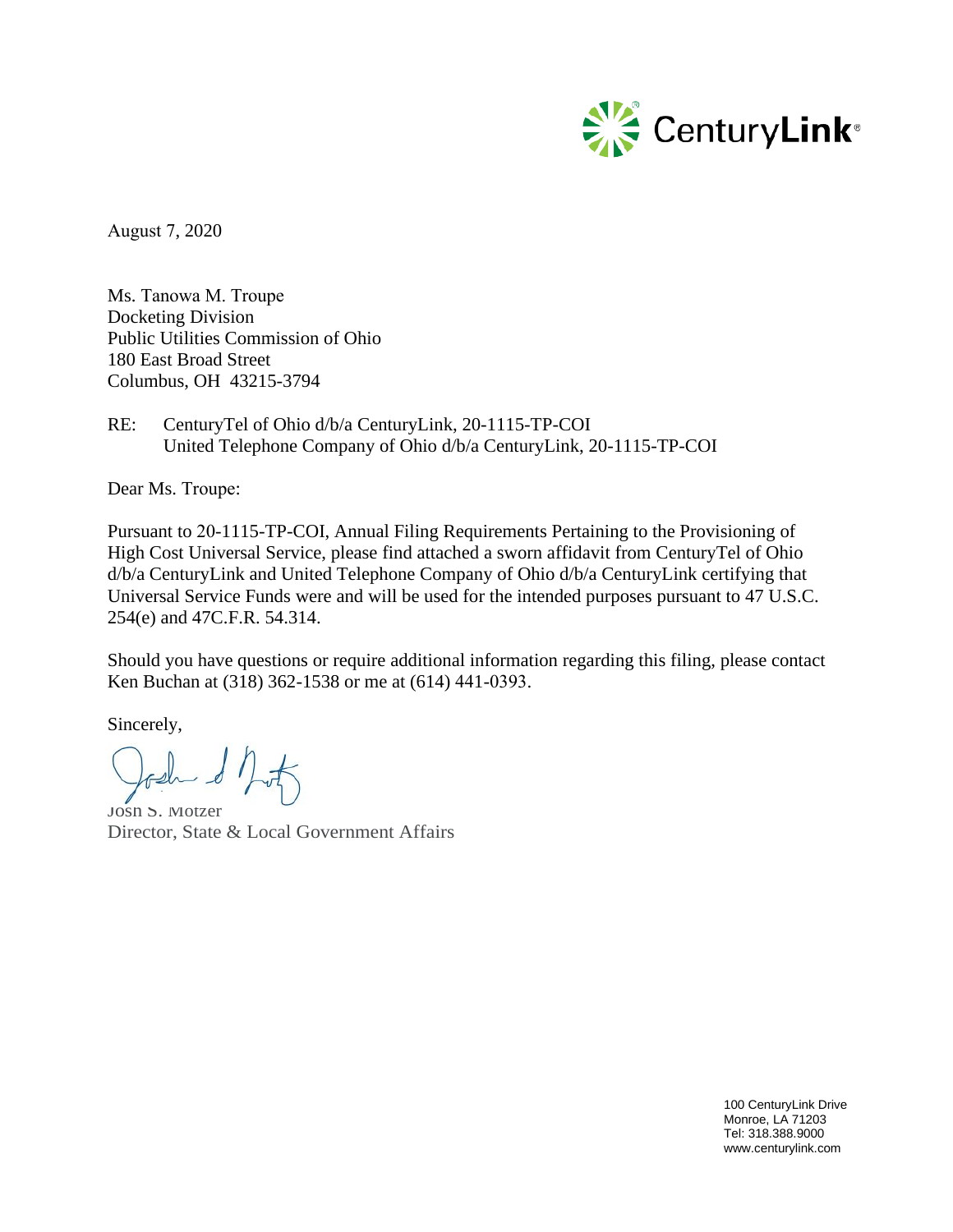CenturyLink®

August 7, 2020

Ms. Tanowa M. Troupe
Docketing Division
Public Utilities Commission of Ohio
180 East Broad Street
Columbus, OH 43215-3794

RE: CenturyTel of Ohio d/b/a CenturyLink, 20-1115-TP-COI
United Telephone Company of Ohio d/b/a CenturyLink, 20-1115-TP-COI

Dear Ms. Troupe:

Pursuant to 20-1115-TP-COI, Annual Filing Requirements Pertaining to the Provisioning of High Cost Universal Service, please find attached a sworn affidavit from CenturyTel of Ohio d/b/a CenturyLink and United Telephone Company of Ohio d/b/a CenturyLink certifying that Universal Service Funds were and will be used for the intended purposes pursuant to 47 U.S.C. 254(e) and 47C.F.R. 54.314.

Should you have questions or require additional information regarding this filing, please contact Ken Buchan at (318) 362-1538 or me at (614) 441-0393.

Sincerely,

Josh S. Motzer
Director, State & Local Government Affairs

100 CenturyLink Drive
Monroe, LA 71203
Tel: 318.388.9000
www.centurylink.com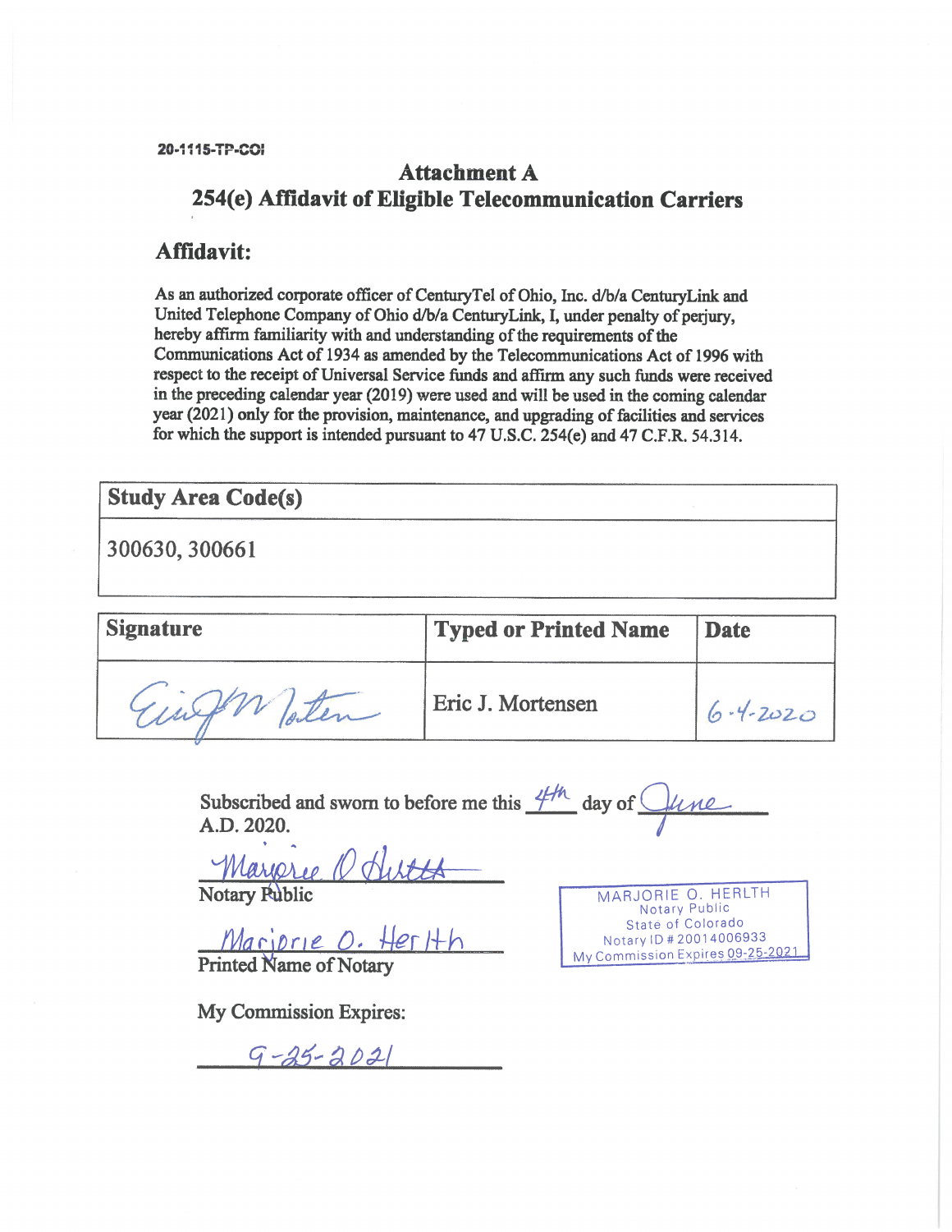20-1115-TP-COI

## Attachment A
## 254(e) Affidavit of Eligible Telecommunication Carriers

### Affidavit:

As an authorized corporate officer of CenturyTel of Ohio, Inc. d/b/a CenturyLink and United Telephone Company of Ohio d/b/a CenturyLink, I, under penalty of perjury, hereby affirm familiarity with and understanding of the requirements of the Communications Act of 1934 as amended by the Telecommunications Act of 1996 with respect to the receipt of Universal Service funds and affirm any such funds were received in the preceding calendar year (2019) were used and will be used in the coming calendar year (2021) only for the provision, maintenance, and upgrading of facilities and services for which the support is intended pursuant to 47 U.S.C. 254(e) and 47 C.F.R. 54.314.

| Study Area Code(s) |
| --- |
| 300630, 300661 |

| Signature | Typed or Printed Name | Date |
| --- | --- | --- |
| Eric J. Mortensen | Eric J. Mortensen | 6-4-2020 |

Subscribed and sworn to before me this 4th day of June A.D. 2020.

Marjorie O. Herlth
Notary Public

Marjorie O. Herlth
Printed Name of Notary

My Commission Expires:

9-25-2021

MARJORIE O. HERLTH
Notary Public
State of Colorado
Notary ID # 20014006933
My Commission Expires 09-25-2021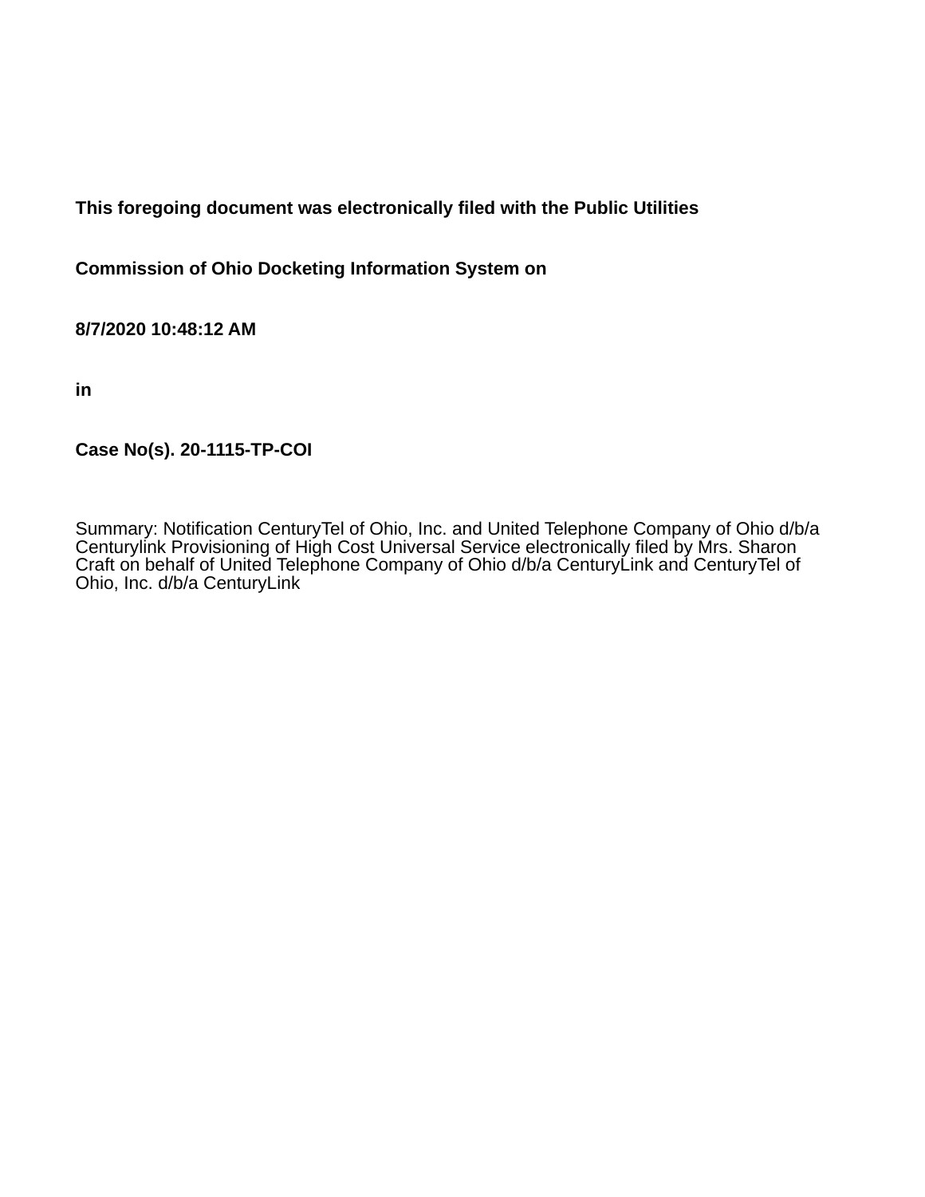**This foregoing document was electronically filed with the Public Utilities**

**Commission of Ohio Docketing Information System on**

**8/7/2020 10:48:12 AM**

**in**

**Case No(s). 20-1115-TP-COI**

Summary: Notification CenturyTel of Ohio, Inc. and United Telephone Company of Ohio d/b/a Centurylink Provisioning of High Cost Universal Service electronically filed by Mrs. Sharon Craft on behalf of United Telephone Company of Ohio d/b/a CenturyLink and CenturyTel of Ohio, Inc. d/b/a CenturyLink